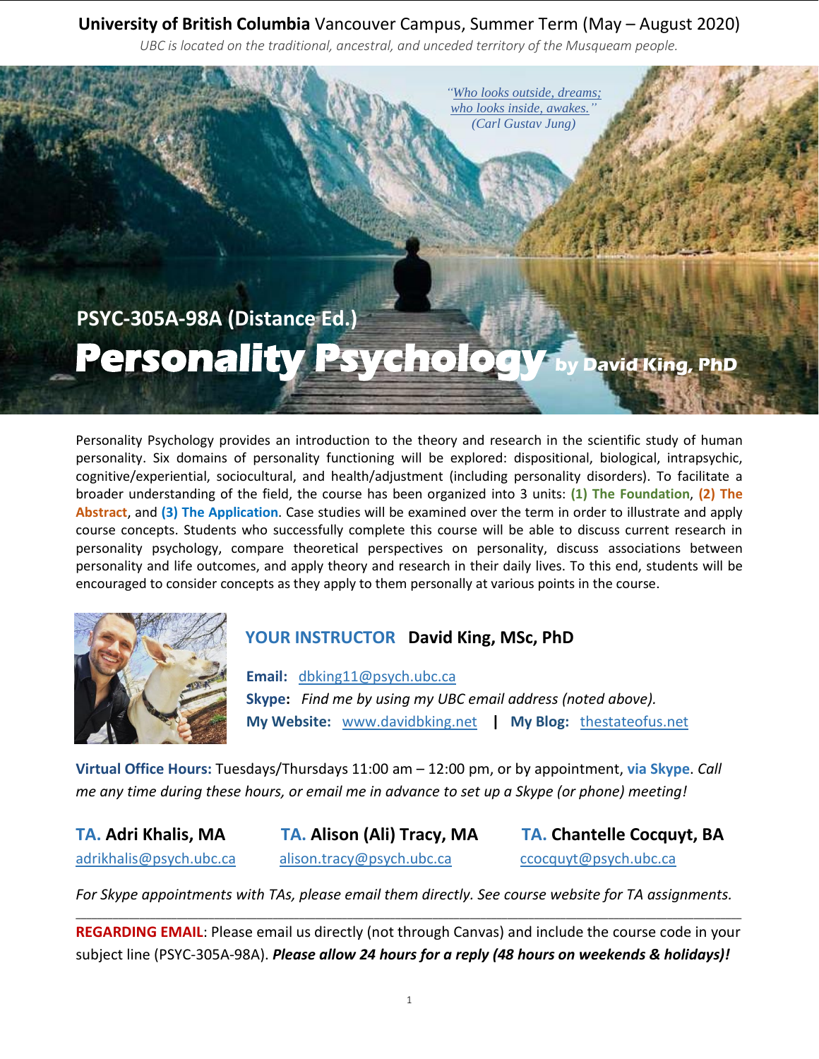**University of British Columbia** Vancouver Campus, Summer Term (May – August 2020)

*UBC is located on the traditional, ancestral, and unceded territory of the Musqueam people.*

*"Who looks outside, dreams; who looks inside, awakes."*
*(Carl Gustav Jung)*

**PSYC-305A-98A (Distance Ed.)**

# Personality Psychology by David King, PhD

Personality Psychology provides an introduction to the theory and research in the scientific study of human personality. Six domains of personality functioning will be explored: dispositional, biological, intrapsychic, cognitive/experiential, sociocultural, and health/adjustment (including personality disorders). To facilitate a broader understanding of the field, the course has been organized into 3 units: **(1) The Foundation**, **(2) The Abstract**, and **(3) The Application**. Case studies will be examined over the term in order to illustrate and apply course concepts. Students who successfully complete this course will be able to discuss current research in personality psychology, compare theoretical perspectives on personality, discuss associations between personality and life outcomes, and apply theory and research in their daily lives. To this end, students will be encouraged to consider concepts as they apply to them personally at various points in the course.

## YOUR INSTRUCTOR David King, MSc, PhD

**Email:** dbking11@psych.ubc.ca
**Skype:** *Find me by using my UBC email address (noted above).*
**My Website:** www.davidbking.net | **My Blog:** thestateofus.net

**Virtual Office Hours:** Tuesdays/Thursdays 11:00 am – 12:00 pm, or by appointment, **via Skype**. *Call me any time during these hours, or email me in advance to set up a Skype (or phone) meeting!*

**TA. Adri Khalis, MA**
adrikhalis@psych.ubc.ca

**TA. Alison (Ali) Tracy, MA**
alison.tracy@psych.ubc.ca

**TA. Chantelle Cocquyt, BA**
ccocquyt@psych.ubc.ca

*For Skype appointments with TAs, please email them directly. See course website for TA assignments.*

---

**REGARDING EMAIL**: Please email us directly (not through Canvas) and include the course code in your subject line (PSYC-305A-98A). ***Please allow 24 hours for a reply (48 hours on weekends & holidays)!***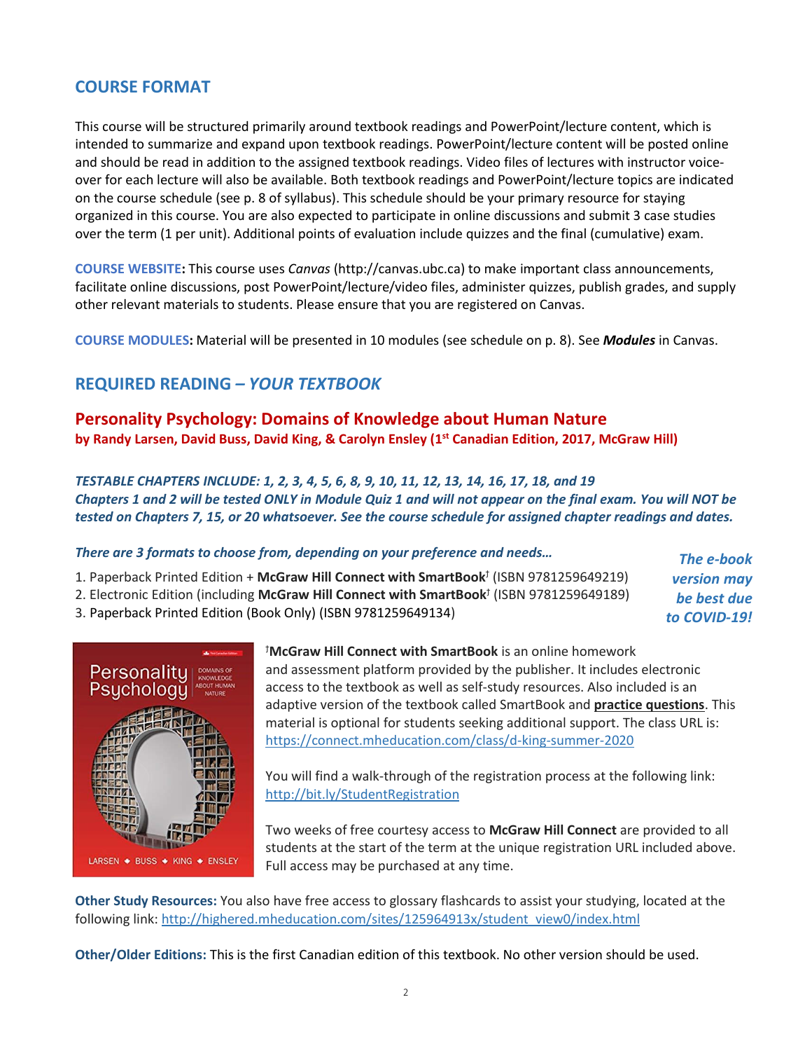## COURSE FORMAT

This course will be structured primarily around textbook readings and PowerPoint/lecture content, which is intended to summarize and expand upon textbook readings. PowerPoint/lecture content will be posted online and should be read in addition to the assigned textbook readings. Video files of lectures with instructor voice-over for each lecture will also be available. Both textbook readings and PowerPoint/lecture topics are indicated on the course schedule (see p. 8 of syllabus). This schedule should be your primary resource for staying organized in this course. You are also expected to participate in online discussions and submit 3 case studies over the term (1 per unit). Additional points of evaluation include quizzes and the final (cumulative) exam.

**COURSE WEBSITE:** This course uses *Canvas* (http://canvas.ubc.ca) to make important class announcements, facilitate online discussions, post PowerPoint/lecture/video files, administer quizzes, publish grades, and supply other relevant materials to students. Please ensure that you are registered on Canvas.

**COURSE MODULES:** Material will be presented in 10 modules (see schedule on p. 8). See ***Modules*** in Canvas.

## REQUIRED READING – *YOUR TEXTBOOK*

### Personality Psychology: Domains of Knowledge about Human Nature

**by Randy Larsen, David Buss, David King, & Carolyn Ensley (1st Canadian Edition, 2017, McGraw Hill)**

***TESTABLE CHAPTERS INCLUDE: 1, 2, 3, 4, 5, 6, 8, 9, 10, 11, 12, 13, 14, 16, 17, 18, and 19***
***Chapters 1 and 2 will be tested ONLY in Module Quiz 1 and will not appear on the final exam. You will NOT be tested on Chapters 7, 15, or 20 whatsoever. See the course schedule for assigned chapter readings and dates.***

***There are 3 formats to choose from, depending on your preference and needs…***

1. Paperback Printed Edition + **McGraw Hill Connect with SmartBook**[†] (ISBN 9781259649219)
2. Electronic Edition (including **McGraw Hill Connect with SmartBook**[†] (ISBN 9781259649189)
3. Paperback Printed Edition (Book Only) (ISBN 9781259649134)

***The e-book version may be best due to COVID-19!***

[†]**McGraw Hill Connect with SmartBook** is an online homework and assessment platform provided by the publisher. It includes electronic access to the textbook as well as self-study resources. Also included is an adaptive version of the textbook called SmartBook and **practice questions**. This material is optional for students seeking additional support. The class URL is: https://connect.mheducation.com/class/d-king-summer-2020

You will find a walk-through of the registration process at the following link: http://bit.ly/StudentRegistration

Two weeks of free courtesy access to **McGraw Hill Connect** are provided to all students at the start of the term at the unique registration URL included above. Full access may be purchased at any time.

**Other Study Resources:** You also have free access to glossary flashcards to assist your studying, located at the following link: http://highered.mheducation.com/sites/125964913x/student_view0/index.html

**Other/Older Editions:** This is the first Canadian edition of this textbook. No other version should be used.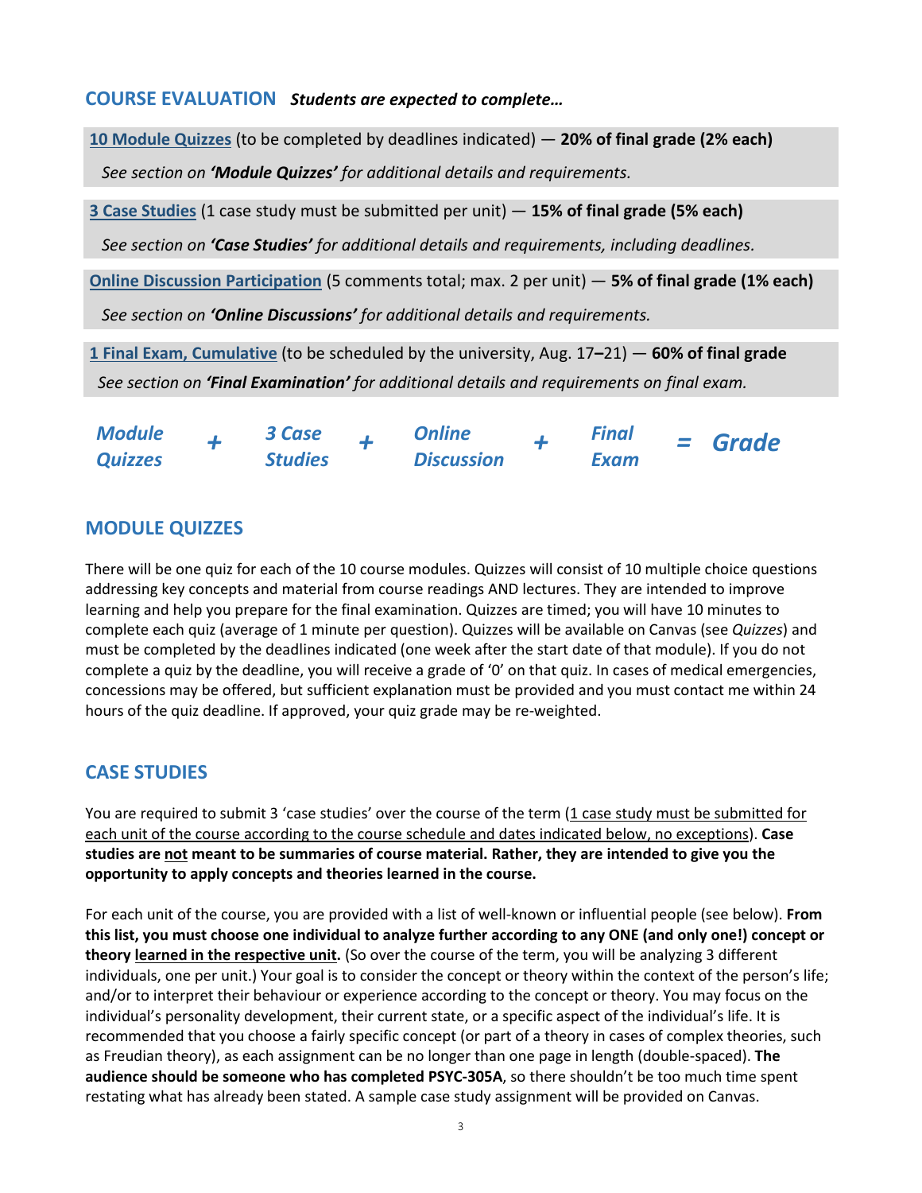## COURSE EVALUATION *Students are expected to complete…*

**10 Module Quizzes** (to be completed by deadlines indicated) — **20% of final grade (2% each)**

*See section on **'Module Quizzes'** for additional details and requirements.*

**3 Case Studies** (1 case study must be submitted per unit) — **15% of final grade (5% each)**

*See section on **'Case Studies'** for additional details and requirements, including deadlines.*

**Online Discussion Participation** (5 comments total; max. 2 per unit) — **5% of final grade (1% each)**

*See section on **'Online Discussions'** for additional details and requirements.*

**1 Final Exam, Cumulative** (to be scheduled by the university, Aug. 17–21) — **60% of final grade**

*See section on **'Final Examination'** for additional details and requirements on final exam.*

***Module Quizzes + 3 Case Studies + Online Discussion + Final Exam = Grade***

## MODULE QUIZZES

There will be one quiz for each of the 10 course modules. Quizzes will consist of 10 multiple choice questions addressing key concepts and material from course readings AND lectures. They are intended to improve learning and help you prepare for the final examination. Quizzes are timed; you will have 10 minutes to complete each quiz (average of 1 minute per question). Quizzes will be available on Canvas (see *Quizzes*) and must be completed by the deadlines indicated (one week after the start date of that module). If you do not complete a quiz by the deadline, you will receive a grade of '0' on that quiz. In cases of medical emergencies, concessions may be offered, but sufficient explanation must be provided and you must contact me within 24 hours of the quiz deadline. If approved, your quiz grade may be re-weighted.

## CASE STUDIES

You are required to submit 3 'case studies' over the course of the term (<u>1 case study must be submitted for each unit of the course according to the course schedule and dates indicated below, no exceptions</u>). **Case studies are <u>not</u> meant to be summaries of course material. Rather, they are intended to give you the opportunity to apply concepts and theories learned in the course.**

For each unit of the course, you are provided with a list of well-known or influential people (see below). **From this list, you must choose one individual to analyze further according to any ONE (and only one!) concept or theory <u>learned in the respective unit</u>.** (So over the course of the term, you will be analyzing 3 different individuals, one per unit.) Your goal is to consider the concept or theory within the context of the person's life; and/or to interpret their behaviour or experience according to the concept or theory. You may focus on the individual's personality development, their current state, or a specific aspect of the individual's life. It is recommended that you choose a fairly specific concept (or part of a theory in cases of complex theories, such as Freudian theory), as each assignment can be no longer than one page in length (double-spaced). **The audience should be someone who has completed PSYC-305A**, so there shouldn't be too much time spent restating what has already been stated. A sample case study assignment will be provided on Canvas.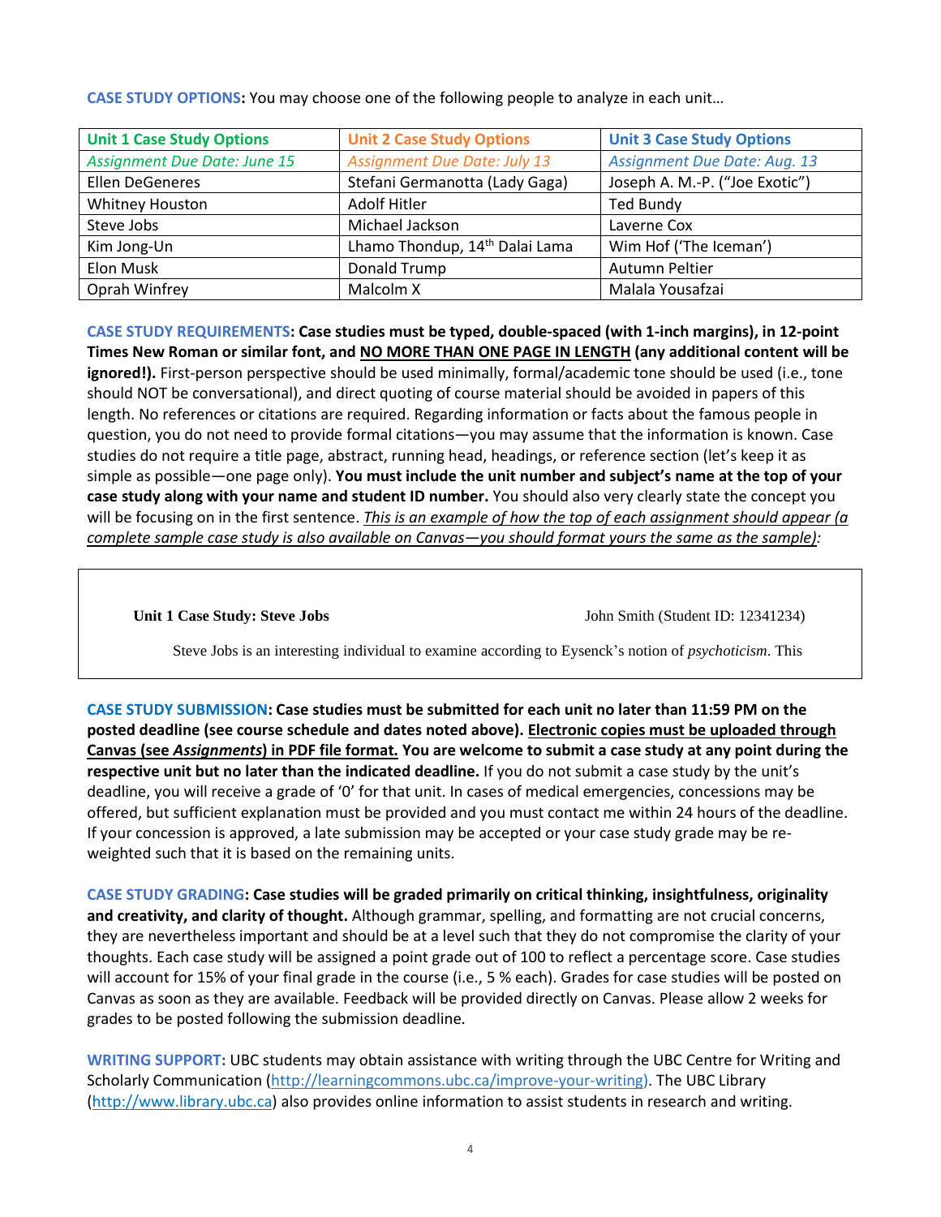**CASE STUDY OPTIONS:** You may choose one of the following people to analyze in each unit…

| Unit 1 Case Study Options | Unit 2 Case Study Options | Unit 3 Case Study Options |
|---|---|---|
| *Assignment Due Date: June 15* | *Assignment Due Date: July 13* | *Assignment Due Date: Aug. 13* |
| Ellen DeGeneres | Stefani Germanotta (Lady Gaga) | Joseph A. M.-P. ("Joe Exotic") |
| Whitney Houston | Adolf Hitler | Ted Bundy |
| Steve Jobs | Michael Jackson | Laverne Cox |
| Kim Jong-Un | Lhamo Thondup, 14th Dalai Lama | Wim Hof ('The Iceman') |
| Elon Musk | Donald Trump | Autumn Peltier |
| Oprah Winfrey | Malcolm X | Malala Yousafzai |

**CASE STUDY REQUIREMENTS: Case studies must be typed, double-spaced (with 1-inch margins), in 12-point Times New Roman or similar font, and NO MORE THAN ONE PAGE IN LENGTH (any additional content will be ignored!).** First-person perspective should be used minimally, formal/academic tone should be used (i.e., tone should NOT be conversational), and direct quoting of course material should be avoided in papers of this length. No references or citations are required. Regarding information or facts about the famous people in question, you do not need to provide formal citations—you may assume that the information is known. Case studies do not require a title page, abstract, running head, headings, or reference section (let's keep it as simple as possible—one page only). **You must include the unit number and subject's name at the top of your case study along with your name and student ID number.** You should also very clearly state the concept you will be focusing on in the first sentence. *This is an example of how the top of each assignment should appear (a complete sample case study is also available on Canvas—you should format yours the same as the sample):*

> **Unit 1 Case Study: Steve Jobs** John Smith (Student ID: 12341234)
>
> Steve Jobs is an interesting individual to examine according to Eysenck's notion of *psychoticism*. This

**CASE STUDY SUBMISSION: Case studies must be submitted for each unit no later than 11:59 PM on the posted deadline (see course schedule and dates noted above). Electronic copies must be uploaded through Canvas (see *Assignments*) in PDF file format. You are welcome to submit a case study at any point during the respective unit but no later than the indicated deadline.** If you do not submit a case study by the unit's deadline, you will receive a grade of '0' for that unit. In cases of medical emergencies, concessions may be offered, but sufficient explanation must be provided and you must contact me within 24 hours of the deadline. If your concession is approved, a late submission may be accepted or your case study grade may be re-weighted such that it is based on the remaining units.

**CASE STUDY GRADING: Case studies will be graded primarily on critical thinking, insightfulness, originality and creativity, and clarity of thought.** Although grammar, spelling, and formatting are not crucial concerns, they are nevertheless important and should be at a level such that they do not compromise the clarity of your thoughts. Each case study will be assigned a point grade out of 100 to reflect a percentage score. Case studies will account for 15% of your final grade in the course (i.e., 5 % each). Grades for case studies will be posted on Canvas as soon as they are available. Feedback will be provided directly on Canvas. Please allow 2 weeks for grades to be posted following the submission deadline.

**WRITING SUPPORT:** UBC students may obtain assistance with writing through the UBC Centre for Writing and Scholarly Communication (http://learningcommons.ubc.ca/improve-your-writing). The UBC Library (http://www.library.ubc.ca) also provides online information to assist students in research and writing.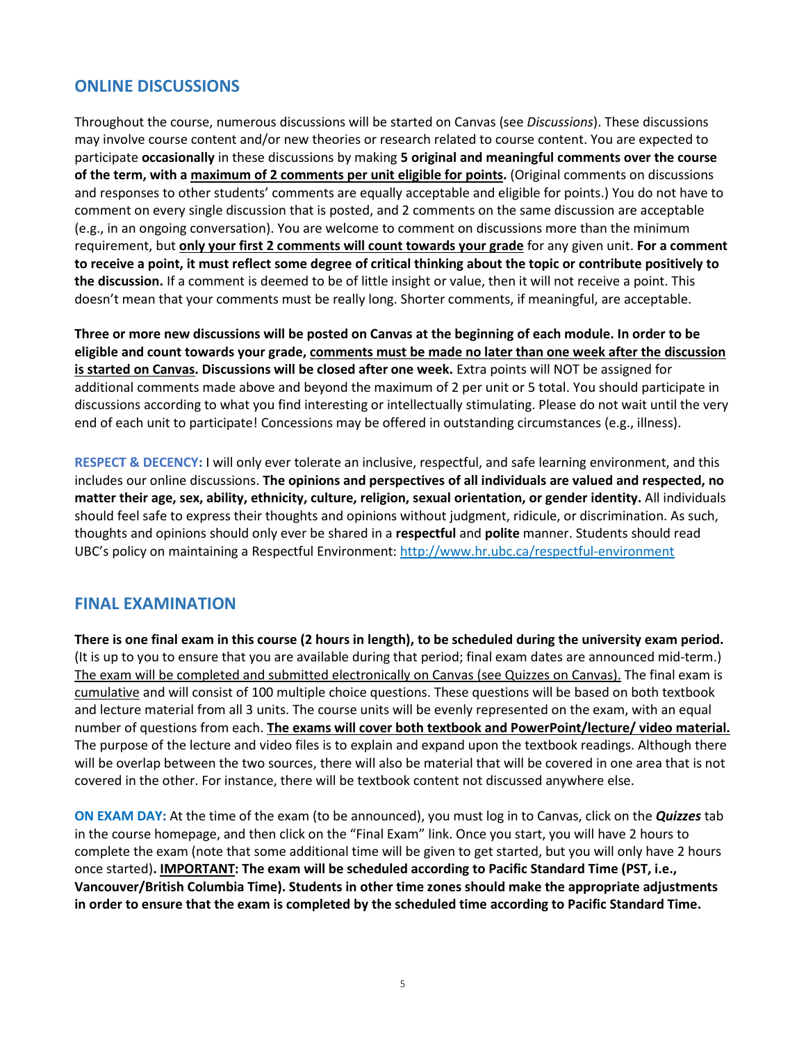## ONLINE DISCUSSIONS

Throughout the course, numerous discussions will be started on Canvas (see *Discussions*). These discussions may involve course content and/or new theories or research related to course content. You are expected to participate **occasionally** in these discussions by making **5 original and meaningful comments over the course of the term, with a <u>maximum of 2 comments per unit eligible for points</u>.** (Original comments on discussions and responses to other students' comments are equally acceptable and eligible for points.) You do not have to comment on every single discussion that is posted, and 2 comments on the same discussion are acceptable (e.g., in an ongoing conversation). You are welcome to comment on discussions more than the minimum requirement, but **<u>only your first 2 comments will count towards your grade</u>** for any given unit. **For a comment to receive a point, it must reflect some degree of critical thinking about the topic or contribute positively to the discussion.** If a comment is deemed to be of little insight or value, then it will not receive a point. This doesn't mean that your comments must be really long. Shorter comments, if meaningful, are acceptable.

**Three or more new discussions will be posted on Canvas at the beginning of each module. In order to be eligible and count towards your grade, <u>comments must be made no later than one week after the discussion is started on Canvas</u>. Discussions will be closed after one week.** Extra points will NOT be assigned for additional comments made above and beyond the maximum of 2 per unit or 5 total. You should participate in discussions according to what you find interesting or intellectually stimulating. Please do not wait until the very end of each unit to participate! Concessions may be offered in outstanding circumstances (e.g., illness).

**RESPECT & DECENCY:** I will only ever tolerate an inclusive, respectful, and safe learning environment, and this includes our online discussions. **The opinions and perspectives of all individuals are valued and respected, no matter their age, sex, ability, ethnicity, culture, religion, sexual orientation, or gender identity.** All individuals should feel safe to express their thoughts and opinions without judgment, ridicule, or discrimination. As such, thoughts and opinions should only ever be shared in a **respectful** and **polite** manner. Students should read UBC's policy on maintaining a Respectful Environment: http://www.hr.ubc.ca/respectful-environment

## FINAL EXAMINATION

**There is one final exam in this course (2 hours in length), to be scheduled during the university exam period.** (It is up to you to ensure that you are available during that period; final exam dates are announced mid-term.) <u>The exam will be completed and submitted electronically on Canvas (see Quizzes on Canvas).</u> The final exam is <u>cumulative</u> and will consist of 100 multiple choice questions. These questions will be based on both textbook and lecture material from all 3 units. The course units will be evenly represented on the exam, with an equal number of questions from each. **<u>The exams will cover both textbook and PowerPoint/lecture/ video material.</u>** The purpose of the lecture and video files is to explain and expand upon the textbook readings. Although there will be overlap between the two sources, there will also be material that will be covered in one area that is not covered in the other. For instance, there will be textbook content not discussed anywhere else.

**ON EXAM DAY:** At the time of the exam (to be announced), you must log in to Canvas, click on the ***Quizzes*** tab in the course homepage, and then click on the "Final Exam" link. Once you start, you will have 2 hours to complete the exam (note that some additional time will be given to get started, but you will only have 2 hours once started)**. <u>IMPORTANT</u>: The exam will be scheduled according to Pacific Standard Time (PST, i.e., Vancouver/British Columbia Time). Students in other time zones should make the appropriate adjustments in order to ensure that the exam is completed by the scheduled time according to Pacific Standard Time.**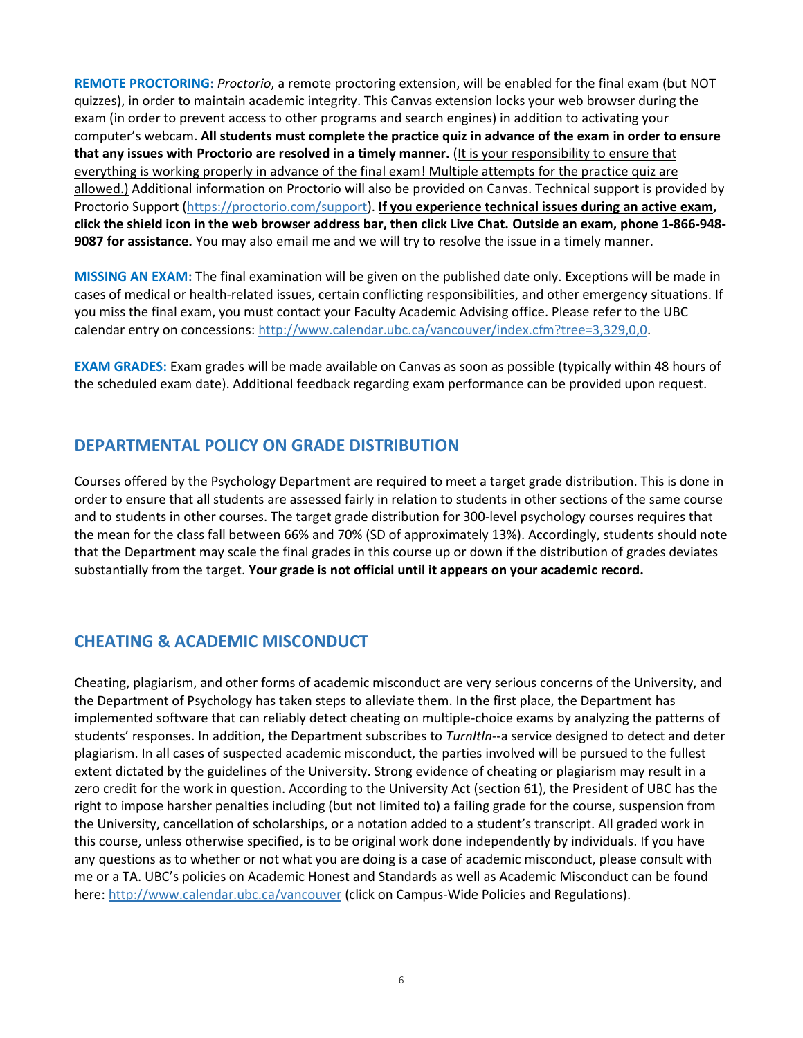**REMOTE PROCTORING:** *Proctorio*, a remote proctoring extension, will be enabled for the final exam (but NOT quizzes), in order to maintain academic integrity. This Canvas extension locks your web browser during the exam (in order to prevent access to other programs and search engines) in addition to activating your computer's webcam. **All students must complete the practice quiz in advance of the exam in order to ensure that any issues with Proctorio are resolved in a timely manner.** (It is your responsibility to ensure that everything is working properly in advance of the final exam! Multiple attempts for the practice quiz are allowed.) Additional information on Proctorio will also be provided on Canvas. Technical support is provided by Proctorio Support (https://proctorio.com/support). **If you experience technical issues during an active exam, click the shield icon in the web browser address bar, then click Live Chat. Outside an exam, phone 1-866-948-9087 for assistance.** You may also email me and we will try to resolve the issue in a timely manner.

**MISSING AN EXAM:** The final examination will be given on the published date only. Exceptions will be made in cases of medical or health-related issues, certain conflicting responsibilities, and other emergency situations. If you miss the final exam, you must contact your Faculty Academic Advising office. Please refer to the UBC calendar entry on concessions: http://www.calendar.ubc.ca/vancouver/index.cfm?tree=3,329,0,0.

**EXAM GRADES:** Exam grades will be made available on Canvas as soon as possible (typically within 48 hours of the scheduled exam date). Additional feedback regarding exam performance can be provided upon request.

## DEPARTMENTAL POLICY ON GRADE DISTRIBUTION

Courses offered by the Psychology Department are required to meet a target grade distribution. This is done in order to ensure that all students are assessed fairly in relation to students in other sections of the same course and to students in other courses. The target grade distribution for 300-level psychology courses requires that the mean for the class fall between 66% and 70% (SD of approximately 13%). Accordingly, students should note that the Department may scale the final grades in this course up or down if the distribution of grades deviates substantially from the target. **Your grade is not official until it appears on your academic record.**

## CHEATING & ACADEMIC MISCONDUCT

Cheating, plagiarism, and other forms of academic misconduct are very serious concerns of the University, and the Department of Psychology has taken steps to alleviate them. In the first place, the Department has implemented software that can reliably detect cheating on multiple-choice exams by analyzing the patterns of students' responses. In addition, the Department subscribes to *TurnItIn*--a service designed to detect and deter plagiarism. In all cases of suspected academic misconduct, the parties involved will be pursued to the fullest extent dictated by the guidelines of the University. Strong evidence of cheating or plagiarism may result in a zero credit for the work in question. According to the University Act (section 61), the President of UBC has the right to impose harsher penalties including (but not limited to) a failing grade for the course, suspension from the University, cancellation of scholarships, or a notation added to a student's transcript. All graded work in this course, unless otherwise specified, is to be original work done independently by individuals. If you have any questions as to whether or not what you are doing is a case of academic misconduct, please consult with me or a TA. UBC's policies on Academic Honest and Standards as well as Academic Misconduct can be found here: http://www.calendar.ubc.ca/vancouver (click on Campus-Wide Policies and Regulations).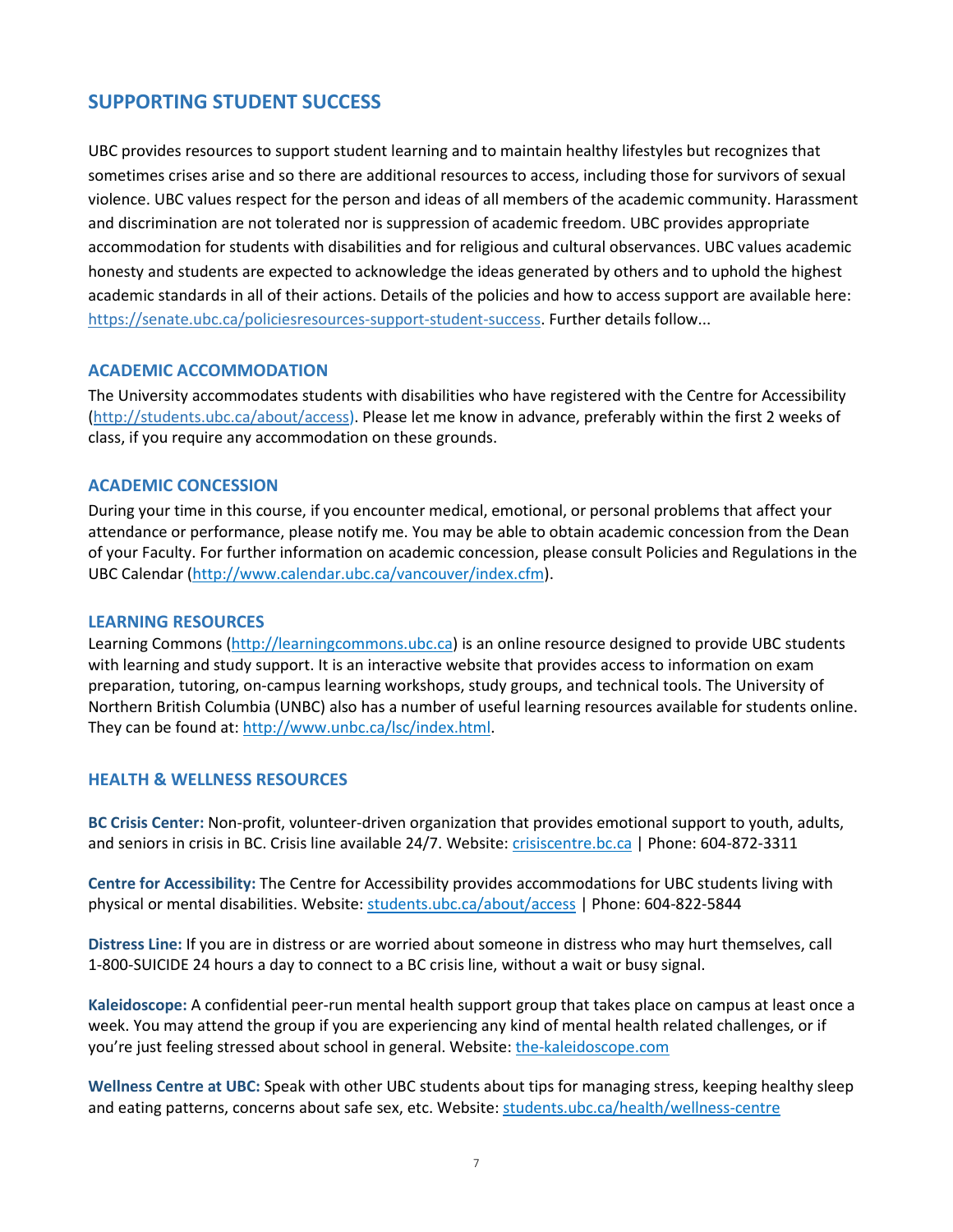## SUPPORTING STUDENT SUCCESS

UBC provides resources to support student learning and to maintain healthy lifestyles but recognizes that sometimes crises arise and so there are additional resources to access, including those for survivors of sexual violence. UBC values respect for the person and ideas of all members of the academic community. Harassment and discrimination are not tolerated nor is suppression of academic freedom. UBC provides appropriate accommodation for students with disabilities and for religious and cultural observances. UBC values academic honesty and students are expected to acknowledge the ideas generated by others and to uphold the highest academic standards in all of their actions. Details of the policies and how to access support are available here: https://senate.ubc.ca/policiesresources-support-student-success. Further details follow...

### ACADEMIC ACCOMMODATION

The University accommodates students with disabilities who have registered with the Centre for Accessibility (http://students.ubc.ca/about/access). Please let me know in advance, preferably within the first 2 weeks of class, if you require any accommodation on these grounds.

### ACADEMIC CONCESSION

During your time in this course, if you encounter medical, emotional, or personal problems that affect your attendance or performance, please notify me. You may be able to obtain academic concession from the Dean of your Faculty. For further information on academic concession, please consult Policies and Regulations in the UBC Calendar (http://www.calendar.ubc.ca/vancouver/index.cfm).

### LEARNING RESOURCES

Learning Commons (http://learningcommons.ubc.ca) is an online resource designed to provide UBC students with learning and study support. It is an interactive website that provides access to information on exam preparation, tutoring, on-campus learning workshops, study groups, and technical tools. The University of Northern British Columbia (UNBC) also has a number of useful learning resources available for students online. They can be found at: http://www.unbc.ca/lsc/index.html.

### HEALTH & WELLNESS RESOURCES

**BC Crisis Center:** Non-profit, volunteer-driven organization that provides emotional support to youth, adults, and seniors in crisis in BC. Crisis line available 24/7. Website: crisiscentre.bc.ca | Phone: 604-872-3311

**Centre for Accessibility:** The Centre for Accessibility provides accommodations for UBC students living with physical or mental disabilities. Website: students.ubc.ca/about/access | Phone: 604-822-5844

**Distress Line:** If you are in distress or are worried about someone in distress who may hurt themselves, call 1-800-SUICIDE 24 hours a day to connect to a BC crisis line, without a wait or busy signal.

**Kaleidoscope:** A confidential peer-run mental health support group that takes place on campus at least once a week. You may attend the group if you are experiencing any kind of mental health related challenges, or if you're just feeling stressed about school in general. Website: the-kaleidoscope.com

**Wellness Centre at UBC:** Speak with other UBC students about tips for managing stress, keeping healthy sleep and eating patterns, concerns about safe sex, etc. Website: students.ubc.ca/health/wellness-centre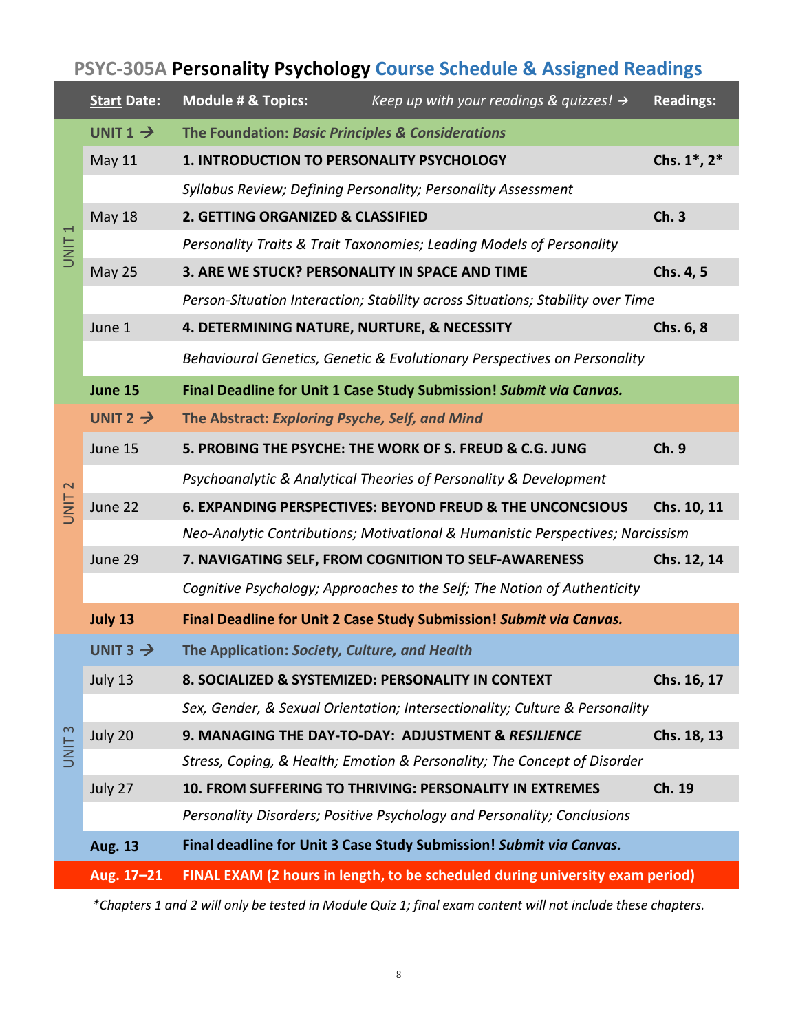## PSYC-305A **Personality Psychology** Course Schedule & Assigned Readings

| | **Start Date:** | **Module # & Topics:** *Keep up with your readings & quizzes! →* | **Readings:** |
|---|---|---|---|
| UNIT 1 | **UNIT 1 →** | **The Foundation:** ***Basic Principles & Considerations*** | |
| | May 11 | **1. INTRODUCTION TO PERSONALITY PSYCHOLOGY** | **Chs. 1*, 2*** |
| | | *Syllabus Review; Defining Personality; Personality Assessment* | |
| | May 18 | **2. GETTING ORGANIZED & CLASSIFIED** | **Ch. 3** |
| | | *Personality Traits & Trait Taxonomies; Leading Models of Personality* | |
| | May 25 | **3. ARE WE STUCK? PERSONALITY IN SPACE AND TIME** | **Chs. 4, 5** |
| | | *Person-Situation Interaction; Stability across Situations; Stability over Time* | |
| | June 1 | **4. DETERMINING NATURE, NURTURE, & NECESSITY** | **Chs. 6, 8** |
| | | *Behavioural Genetics, Genetic & Evolutionary Perspectives on Personality* | |
| | **June 15** | **Final Deadline for Unit 1 Case Study Submission!** ***Submit via Canvas.*** | |
| UNIT 2 | **UNIT 2 →** | **The Abstract:** ***Exploring Psyche, Self, and Mind*** | |
| | June 15 | **5. PROBING THE PSYCHE: THE WORK OF S. FREUD & C.G. JUNG** | **Ch. 9** |
| | | *Psychoanalytic & Analytical Theories of Personality & Development* | |
| | June 22 | **6. EXPANDING PERSPECTIVES: BEYOND FREUD & THE UNCONCSIOUS** | **Chs. 10, 11** |
| | | *Neo-Analytic Contributions; Motivational & Humanistic Perspectives; Narcissism* | |
| | June 29 | **7. NAVIGATING SELF, FROM COGNITION TO SELF-AWARENESS** | **Chs. 12, 14** |
| | | *Cognitive Psychology; Approaches to the Self; The Notion of Authenticity* | |
| | **July 13** | **Final Deadline for Unit 2 Case Study Submission!** ***Submit via Canvas.*** | |
| UNIT 3 | **UNIT 3 →** | **The Application:** ***Society, Culture, and Health*** | |
| | July 13 | **8. SOCIALIZED & SYSTEMIZED: PERSONALITY IN CONTEXT** | **Chs. 16, 17** |
| | | *Sex, Gender, & Sexual Orientation; Intersectionality; Culture & Personality* | |
| | July 20 | **9. MANAGING THE DAY-TO-DAY: ADJUSTMENT &** ***RESILIENCE*** | **Chs. 18, 13** |
| | | *Stress, Coping, & Health; Emotion & Personality; The Concept of Disorder* | |
| | July 27 | **10. FROM SUFFERING TO THRIVING: PERSONALITY IN EXTREMES** | **Ch. 19** |
| | | *Personality Disorders; Positive Psychology and Personality; Conclusions* | |
| | **Aug. 13** | **Final deadline for Unit 3 Case Study Submission!** ***Submit via Canvas.*** | |
| | **Aug. 17–21** | **FINAL EXAM (2 hours in length, to be scheduled during university exam period)** | |

*\*Chapters 1 and 2 will only be tested in Module Quiz 1; final exam content will not include these chapters.*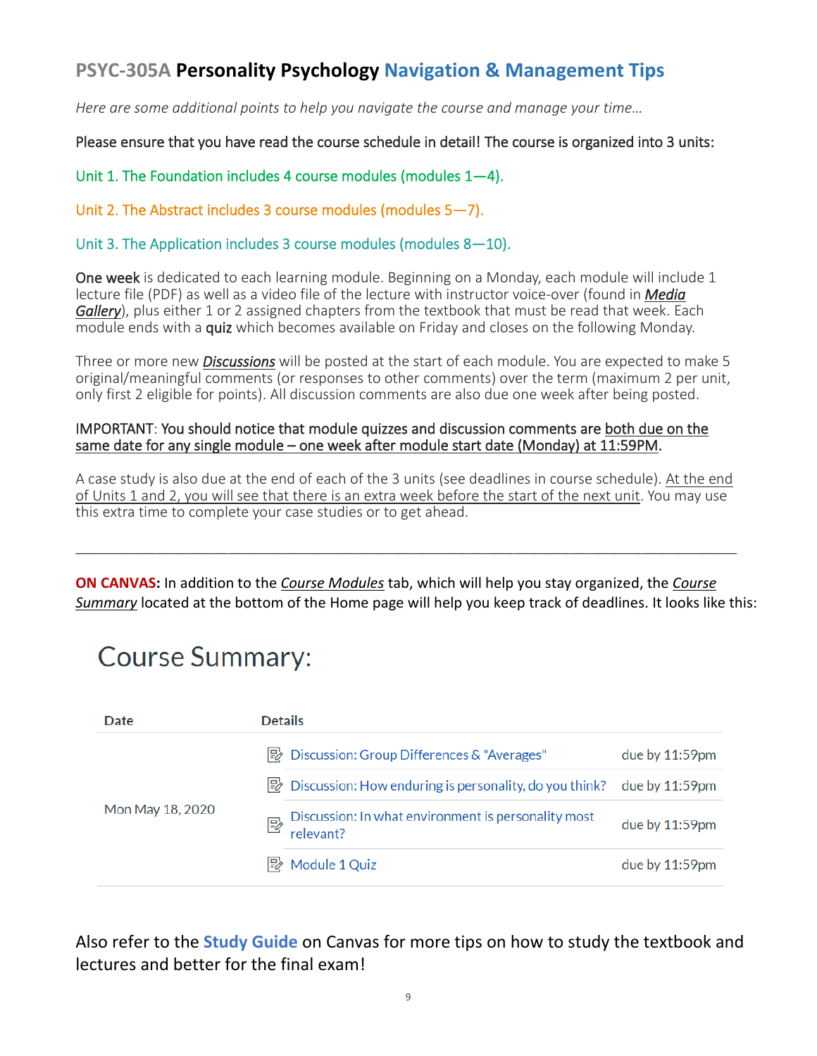## PSYC-305A **Personality Psychology** Navigation & Management Tips

*Here are some additional points to help you navigate the course and manage your time…*

Please ensure that you have read the course schedule in detail! The course is organized into 3 units:

Unit 1. The Foundation includes 4 course modules (modules 1—4).

Unit 2. The Abstract includes 3 course modules (modules 5—7).

Unit 3. The Application includes 3 course modules (modules 8—10).

One week is dedicated to each learning module. Beginning on a Monday, each module will include 1 lecture file (PDF) as well as a video file of the lecture with instructor voice-over (found in ***Media Gallery***), plus either 1 or 2 assigned chapters from the textbook that must be read that week. Each module ends with a **quiz** which becomes available on Friday and closes on the following Monday.

Three or more new ***Discussions*** will be posted at the start of each module. You are expected to make 5 original/meaningful comments (or responses to other comments) over the term (maximum 2 per unit, only first 2 eligible for points). All discussion comments are also due one week after being posted.

IMPORTANT: You should notice that module quizzes and discussion comments are both due on the same date for any single module – one week after module start date (Monday) at 11:59PM.

A case study is also due at the end of each of the 3 units (see deadlines in course schedule). At the end of Units 1 and 2, you will see that there is an extra week before the start of the next unit. You may use this extra time to complete your case studies or to get ahead.

---

**ON CANVAS:** In addition to the *Course Modules* tab, which will help you stay organized, the *Course Summary* located at the bottom of the Home page will help you keep track of deadlines. It looks like this:

Course Summary:

| Date | Details | |
|---|---|---|
| Mon May 18, 2020 | Discussion: Group Differences & "Averages" | due by 11:59pm |
| | Discussion: How enduring is personality, do you think? | due by 11:59pm |
| | Discussion: In what environment is personality most relevant? | due by 11:59pm |
| | Module 1 Quiz | due by 11:59pm |

Also refer to the **Study Guide** on Canvas for more tips on how to study the textbook and lectures and better for the final exam!